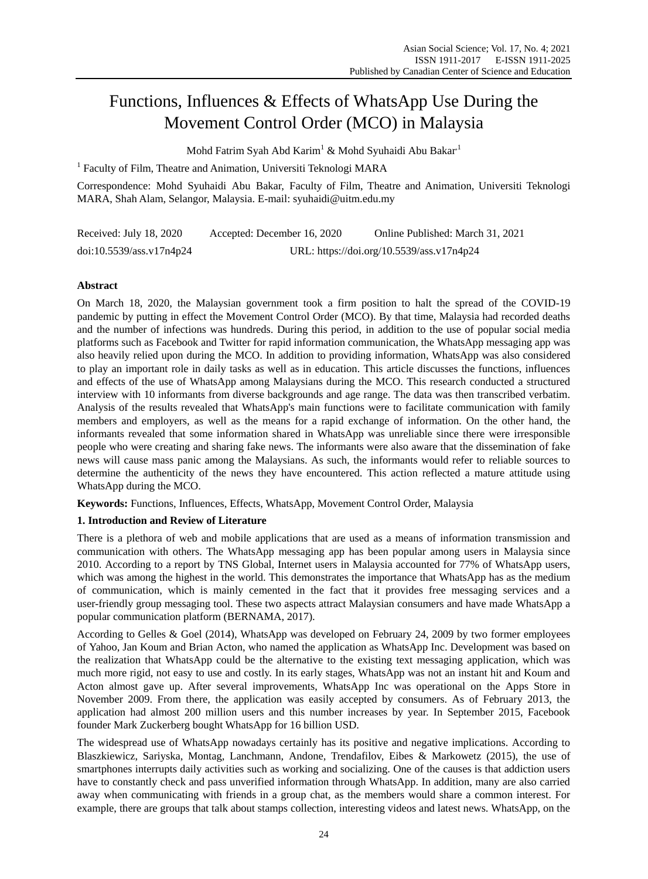# Functions, Influences & Effects of WhatsApp Use During the Movement Control Order (MCO) in Malaysia

Mohd Fatrim Syah Abd Karim[1] & Mohd Syuhaidi Abu Bakar[1]

[1] Faculty of Film, Theatre and Animation, Universiti Teknologi MARA

Correspondence: Mohd Syuhaidi Abu Bakar, Faculty of Film, Theatre and Animation, Universiti Teknologi MARA, Shah Alam, Selangor, Malaysia. E-mail: syuhaidi@uitm.edu.my

Received: July 18, 2020 Accepted: December 16, 2020 Online Published: March 31, 2021

doi:10.5539/ass.v17n4p24 URL: https://doi.org/10.5539/ass.v17n4p24

## Abstract

On March 18, 2020, the Malaysian government took a firm position to halt the spread of the COVID-19 pandemic by putting in effect the Movement Control Order (MCO). By that time, Malaysia had recorded deaths and the number of infections was hundreds. During this period, in addition to the use of popular social media platforms such as Facebook and Twitter for rapid information communication, the WhatsApp messaging app was also heavily relied upon during the MCO. In addition to providing information, WhatsApp was also considered to play an important role in daily tasks as well as in education. This article discusses the functions, influences and effects of the use of WhatsApp among Malaysians during the MCO. This research conducted a structured interview with 10 informants from diverse backgrounds and age range. The data was then transcribed verbatim. Analysis of the results revealed that WhatsApp's main functions were to facilitate communication with family members and employers, as well as the means for a rapid exchange of information. On the other hand, the informants revealed that some information shared in WhatsApp was unreliable since there were irresponsible people who were creating and sharing fake news. The informants were also aware that the dissemination of fake news will cause mass panic among the Malaysians. As such, the informants would refer to reliable sources to determine the authenticity of the news they have encountered. This action reflected a mature attitude using WhatsApp during the MCO.

**Keywords:** Functions, Influences, Effects, WhatsApp, Movement Control Order, Malaysia

## 1. Introduction and Review of Literature

There is a plethora of web and mobile applications that are used as a means of information transmission and communication with others. The WhatsApp messaging app has been popular among users in Malaysia since 2010. According to a report by TNS Global, Internet users in Malaysia accounted for 77% of WhatsApp users, which was among the highest in the world. This demonstrates the importance that WhatsApp has as the medium of communication, which is mainly cemented in the fact that it provides free messaging services and a user-friendly group messaging tool. These two aspects attract Malaysian consumers and have made WhatsApp a popular communication platform (BERNAMA, 2017).

According to Gelles & Goel (2014), WhatsApp was developed on February 24, 2009 by two former employees of Yahoo, Jan Koum and Brian Acton, who named the application as WhatsApp Inc. Development was based on the realization that WhatsApp could be the alternative to the existing text messaging application, which was much more rigid, not easy to use and costly. In its early stages, WhatsApp was not an instant hit and Koum and Acton almost gave up. After several improvements, WhatsApp Inc was operational on the Apps Store in November 2009. From there, the application was easily accepted by consumers. As of February 2013, the application had almost 200 million users and this number increases by year. In September 2015, Facebook founder Mark Zuckerberg bought WhatsApp for 16 billion USD.

The widespread use of WhatsApp nowadays certainly has its positive and negative implications. According to Blaszkiewicz, Sariyska, Montag, Lanchmann, Andone, Trendafilov, Eibes & Markowetz (2015), the use of smartphones interrupts daily activities such as working and socializing. One of the causes is that addiction users have to constantly check and pass unverified information through WhatsApp. In addition, many are also carried away when communicating with friends in a group chat, as the members would share a common interest. For example, there are groups that talk about stamps collection, interesting videos and latest news. WhatsApp, on the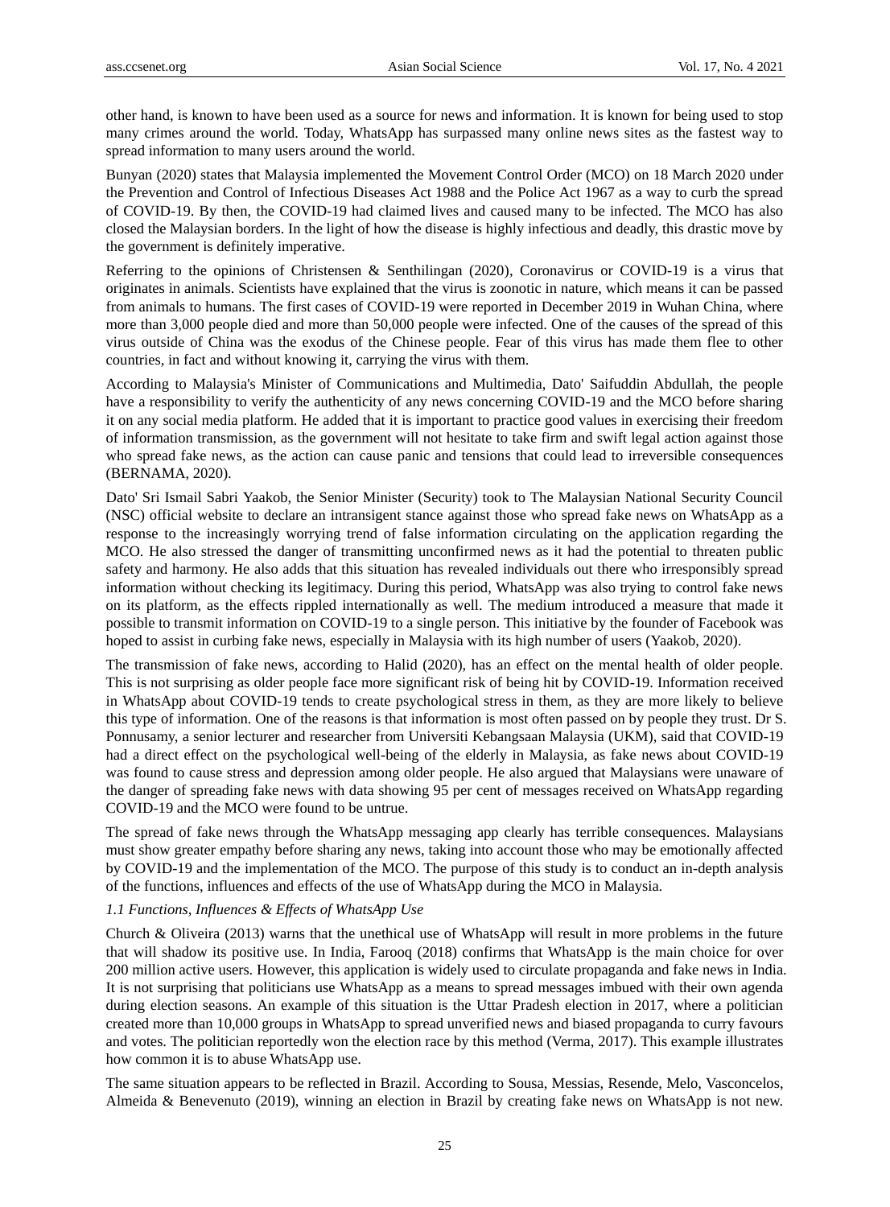other hand, is known to have been used as a source for news and information. It is known for being used to stop many crimes around the world. Today, WhatsApp has surpassed many online news sites as the fastest way to spread information to many users around the world.

Bunyan (2020) states that Malaysia implemented the Movement Control Order (MCO) on 18 March 2020 under the Prevention and Control of Infectious Diseases Act 1988 and the Police Act 1967 as a way to curb the spread of COVID-19. By then, the COVID-19 had claimed lives and caused many to be infected. The MCO has also closed the Malaysian borders. In the light of how the disease is highly infectious and deadly, this drastic move by the government is definitely imperative.

Referring to the opinions of Christensen & Senthilingan (2020), Coronavirus or COVID-19 is a virus that originates in animals. Scientists have explained that the virus is zoonotic in nature, which means it can be passed from animals to humans. The first cases of COVID-19 were reported in December 2019 in Wuhan China, where more than 3,000 people died and more than 50,000 people were infected. One of the causes of the spread of this virus outside of China was the exodus of the Chinese people. Fear of this virus has made them flee to other countries, in fact and without knowing it, carrying the virus with them.

According to Malaysia's Minister of Communications and Multimedia, Dato' Saifuddin Abdullah, the people have a responsibility to verify the authenticity of any news concerning COVID-19 and the MCO before sharing it on any social media platform. He added that it is important to practice good values in exercising their freedom of information transmission, as the government will not hesitate to take firm and swift legal action against those who spread fake news, as the action can cause panic and tensions that could lead to irreversible consequences (BERNAMA, 2020).

Dato' Sri Ismail Sabri Yaakob, the Senior Minister (Security) took to The Malaysian National Security Council (NSC) official website to declare an intransigent stance against those who spread fake news on WhatsApp as a response to the increasingly worrying trend of false information circulating on the application regarding the MCO. He also stressed the danger of transmitting unconfirmed news as it had the potential to threaten public safety and harmony. He also adds that this situation has revealed individuals out there who irresponsibly spread information without checking its legitimacy. During this period, WhatsApp was also trying to control fake news on its platform, as the effects rippled internationally as well. The medium introduced a measure that made it possible to transmit information on COVID-19 to a single person. This initiative by the founder of Facebook was hoped to assist in curbing fake news, especially in Malaysia with its high number of users (Yaakob, 2020).

The transmission of fake news, according to Halid (2020), has an effect on the mental health of older people. This is not surprising as older people face more significant risk of being hit by COVID-19. Information received in WhatsApp about COVID-19 tends to create psychological stress in them, as they are more likely to believe this type of information. One of the reasons is that information is most often passed on by people they trust. Dr S. Ponnusamy, a senior lecturer and researcher from Universiti Kebangsaan Malaysia (UKM), said that COVID-19 had a direct effect on the psychological well-being of the elderly in Malaysia, as fake news about COVID-19 was found to cause stress and depression among older people. He also argued that Malaysians were unaware of the danger of spreading fake news with data showing 95 per cent of messages received on WhatsApp regarding COVID-19 and the MCO were found to be untrue.

The spread of fake news through the WhatsApp messaging app clearly has terrible consequences. Malaysians must show greater empathy before sharing any news, taking into account those who may be emotionally affected by COVID-19 and the implementation of the MCO. The purpose of this study is to conduct an in-depth analysis of the functions, influences and effects of the use of WhatsApp during the MCO in Malaysia.

### *1.1 Functions, Influences & Effects of WhatsApp Use*

Church & Oliveira (2013) warns that the unethical use of WhatsApp will result in more problems in the future that will shadow its positive use. In India, Farooq (2018) confirms that WhatsApp is the main choice for over 200 million active users. However, this application is widely used to circulate propaganda and fake news in India. It is not surprising that politicians use WhatsApp as a means to spread messages imbued with their own agenda during election seasons. An example of this situation is the Uttar Pradesh election in 2017, where a politician created more than 10,000 groups in WhatsApp to spread unverified news and biased propaganda to curry favours and votes. The politician reportedly won the election race by this method (Verma, 2017). This example illustrates how common it is to abuse WhatsApp use.

The same situation appears to be reflected in Brazil. According to Sousa, Messias, Resende, Melo, Vasconcelos, Almeida & Benevenuto (2019), winning an election in Brazil by creating fake news on WhatsApp is not new.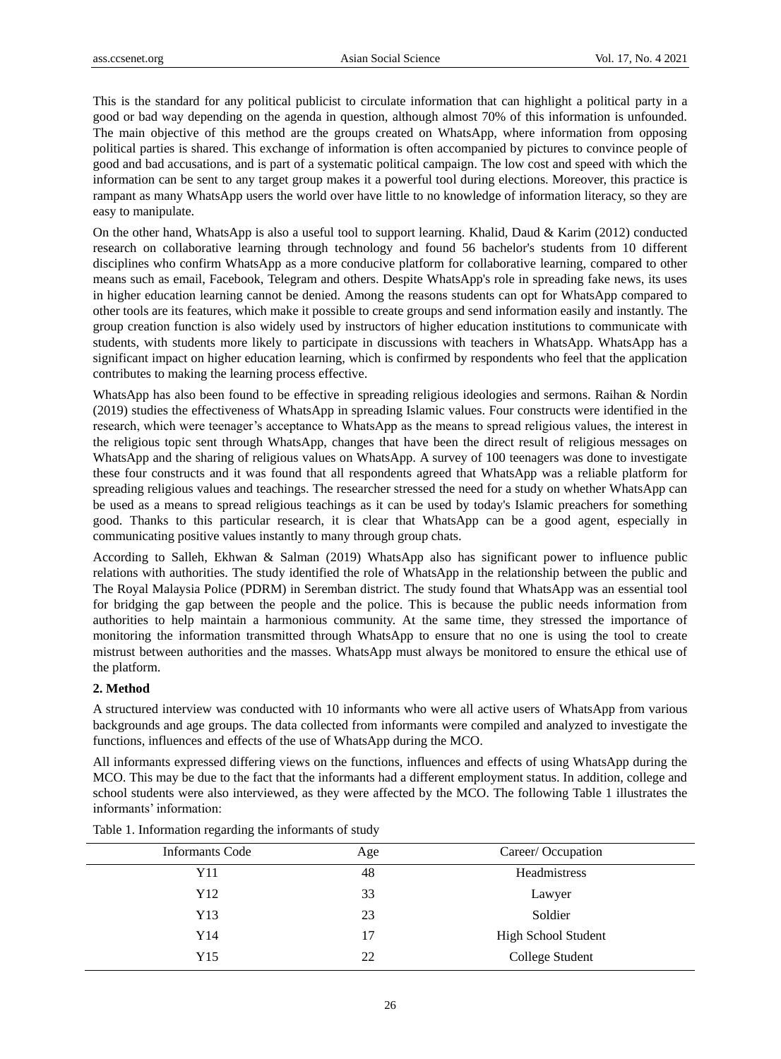This is the standard for any political publicist to circulate information that can highlight a political party in a good or bad way depending on the agenda in question, although almost 70% of this information is unfounded. The main objective of this method are the groups created on WhatsApp, where information from opposing political parties is shared. This exchange of information is often accompanied by pictures to convince people of good and bad accusations, and is part of a systematic political campaign. The low cost and speed with which the information can be sent to any target group makes it a powerful tool during elections. Moreover, this practice is rampant as many WhatsApp users the world over have little to no knowledge of information literacy, so they are easy to manipulate.

On the other hand, WhatsApp is also a useful tool to support learning. Khalid, Daud & Karim (2012) conducted research on collaborative learning through technology and found 56 bachelor's students from 10 different disciplines who confirm WhatsApp as a more conducive platform for collaborative learning, compared to other means such as email, Facebook, Telegram and others. Despite WhatsApp's role in spreading fake news, its uses in higher education learning cannot be denied. Among the reasons students can opt for WhatsApp compared to other tools are its features, which make it possible to create groups and send information easily and instantly. The group creation function is also widely used by instructors of higher education institutions to communicate with students, with students more likely to participate in discussions with teachers in WhatsApp. WhatsApp has a significant impact on higher education learning, which is confirmed by respondents who feel that the application contributes to making the learning process effective.

WhatsApp has also been found to be effective in spreading religious ideologies and sermons. Raihan & Nordin (2019) studies the effectiveness of WhatsApp in spreading Islamic values. Four constructs were identified in the research, which were teenager's acceptance to WhatsApp as the means to spread religious values, the interest in the religious topic sent through WhatsApp, changes that have been the direct result of religious messages on WhatsApp and the sharing of religious values on WhatsApp. A survey of 100 teenagers was done to investigate these four constructs and it was found that all respondents agreed that WhatsApp was a reliable platform for spreading religious values and teachings. The researcher stressed the need for a study on whether WhatsApp can be used as a means to spread religious teachings as it can be used by today's Islamic preachers for something good. Thanks to this particular research, it is clear that WhatsApp can be a good agent, especially in communicating positive values instantly to many through group chats.

According to Salleh, Ekhwan & Salman (2019) WhatsApp also has significant power to influence public relations with authorities. The study identified the role of WhatsApp in the relationship between the public and The Royal Malaysia Police (PDRM) in Seremban district. The study found that WhatsApp was an essential tool for bridging the gap between the people and the police. This is because the public needs information from authorities to help maintain a harmonious community. At the same time, they stressed the importance of monitoring the information transmitted through WhatsApp to ensure that no one is using the tool to create mistrust between authorities and the masses. WhatsApp must always be monitored to ensure the ethical use of the platform.

## 2. Method

A structured interview was conducted with 10 informants who were all active users of WhatsApp from various backgrounds and age groups. The data collected from informants were compiled and analyzed to investigate the functions, influences and effects of the use of WhatsApp during the MCO.

All informants expressed differing views on the functions, influences and effects of using WhatsApp during the MCO. This may be due to the fact that the informants had a different employment status. In addition, college and school students were also interviewed, as they were affected by the MCO. The following Table 1 illustrates the informants' information:

Table 1. Information regarding the informants of study

| Informants Code | Age | Career/ Occupation |
|---|---|---|
| Y11 | 48 | Headmistress |
| Y12 | 33 | Lawyer |
| Y13 | 23 | Soldier |
| Y14 | 17 | High School Student |
| Y15 | 22 | College Student |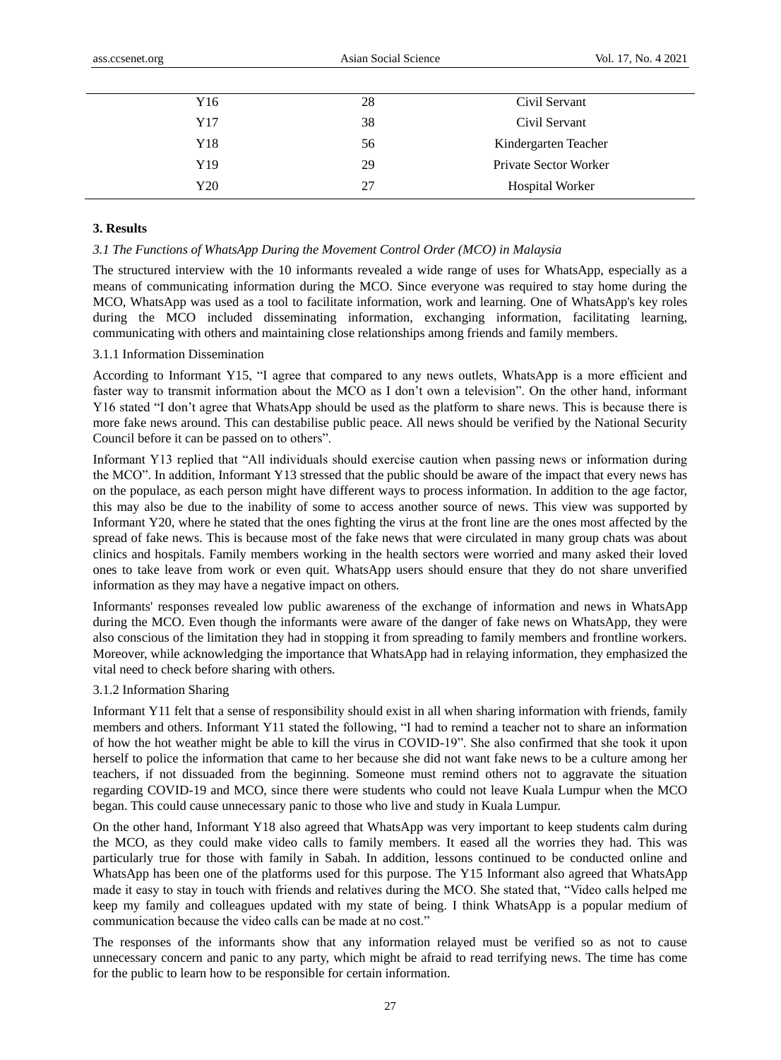| | | |
|---|---|---|
| Y16 | 28 | Civil Servant |
| Y17 | 38 | Civil Servant |
| Y18 | 56 | Kindergarten Teacher |
| Y19 | 29 | Private Sector Worker |
| Y20 | 27 | Hospital Worker |

## 3. Results

### *3.1 The Functions of WhatsApp During the Movement Control Order (MCO) in Malaysia*

The structured interview with the 10 informants revealed a wide range of uses for WhatsApp, especially as a means of communicating information during the MCO. Since everyone was required to stay home during the MCO, WhatsApp was used as a tool to facilitate information, work and learning. One of WhatsApp's key roles during the MCO included disseminating information, exchanging information, facilitating learning, communicating with others and maintaining close relationships among friends and family members.

#### 3.1.1 Information Dissemination

According to Informant Y15, "I agree that compared to any news outlets, WhatsApp is a more efficient and faster way to transmit information about the MCO as I don't own a television". On the other hand, informant Y16 stated "I don't agree that WhatsApp should be used as the platform to share news. This is because there is more fake news around. This can destabilise public peace. All news should be verified by the National Security Council before it can be passed on to others".

Informant Y13 replied that "All individuals should exercise caution when passing news or information during the MCO". In addition, Informant Y13 stressed that the public should be aware of the impact that every news has on the populace, as each person might have different ways to process information. In addition to the age factor, this may also be due to the inability of some to access another source of news. This view was supported by Informant Y20, where he stated that the ones fighting the virus at the front line are the ones most affected by the spread of fake news. This is because most of the fake news that were circulated in many group chats was about clinics and hospitals. Family members working in the health sectors were worried and many asked their loved ones to take leave from work or even quit. WhatsApp users should ensure that they do not share unverified information as they may have a negative impact on others.

Informants' responses revealed low public awareness of the exchange of information and news in WhatsApp during the MCO. Even though the informants were aware of the danger of fake news on WhatsApp, they were also conscious of the limitation they had in stopping it from spreading to family members and frontline workers. Moreover, while acknowledging the importance that WhatsApp had in relaying information, they emphasized the vital need to check before sharing with others.

#### 3.1.2 Information Sharing

Informant Y11 felt that a sense of responsibility should exist in all when sharing information with friends, family members and others. Informant Y11 stated the following, "I had to remind a teacher not to share an information of how the hot weather might be able to kill the virus in COVID-19". She also confirmed that she took it upon herself to police the information that came to her because she did not want fake news to be a culture among her teachers, if not dissuaded from the beginning. Someone must remind others not to aggravate the situation regarding COVID-19 and MCO, since there were students who could not leave Kuala Lumpur when the MCO began. This could cause unnecessary panic to those who live and study in Kuala Lumpur.

On the other hand, Informant Y18 also agreed that WhatsApp was very important to keep students calm during the MCO, as they could make video calls to family members. It eased all the worries they had. This was particularly true for those with family in Sabah. In addition, lessons continued to be conducted online and WhatsApp has been one of the platforms used for this purpose. The Y15 Informant also agreed that WhatsApp made it easy to stay in touch with friends and relatives during the MCO. She stated that, "Video calls helped me keep my family and colleagues updated with my state of being. I think WhatsApp is a popular medium of communication because the video calls can be made at no cost."

The responses of the informants show that any information relayed must be verified so as not to cause unnecessary concern and panic to any party, which might be afraid to read terrifying news. The time has come for the public to learn how to be responsible for certain information.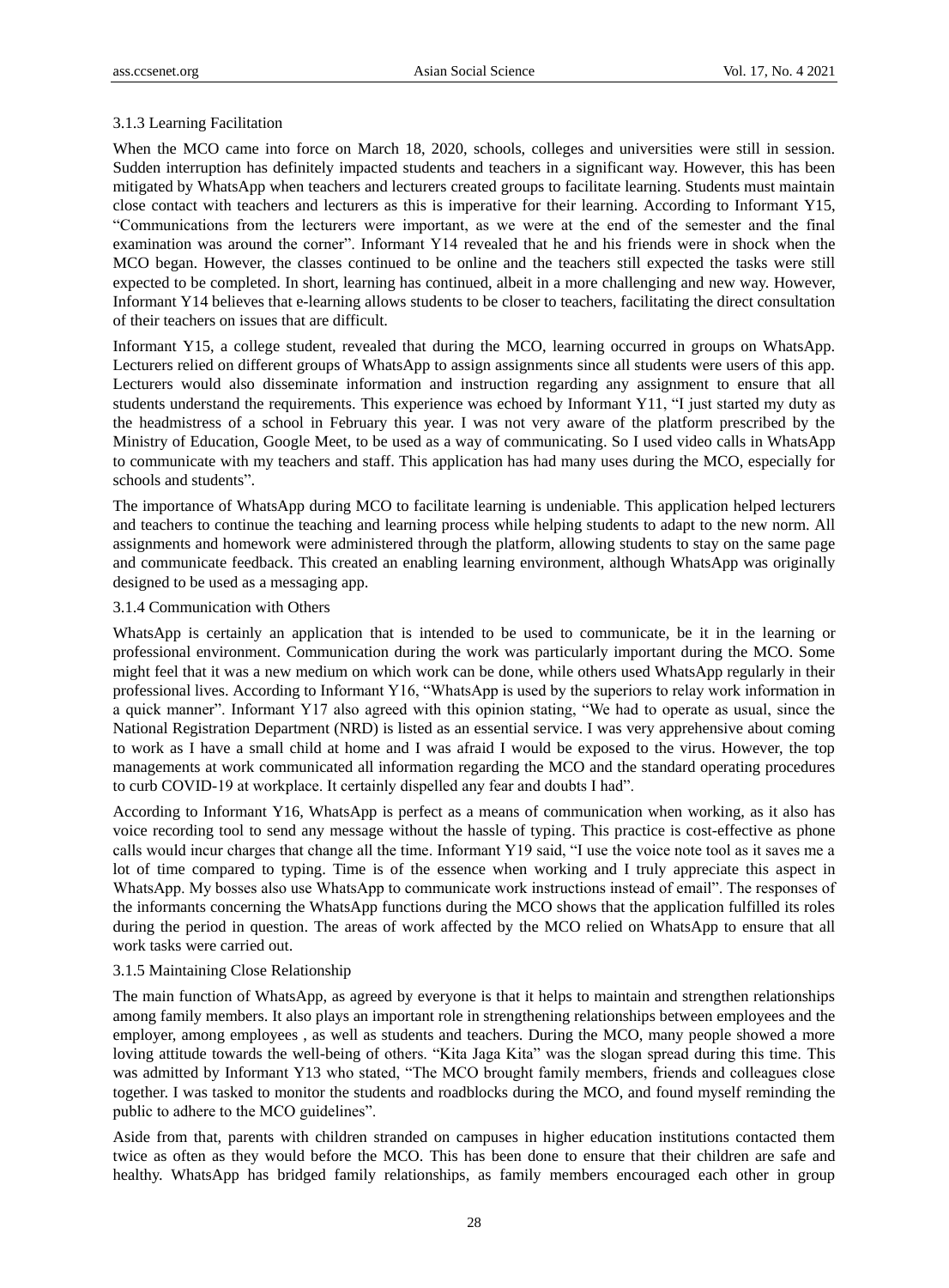#### 3.1.3 Learning Facilitation

When the MCO came into force on March 18, 2020, schools, colleges and universities were still in session. Sudden interruption has definitely impacted students and teachers in a significant way. However, this has been mitigated by WhatsApp when teachers and lecturers created groups to facilitate learning. Students must maintain close contact with teachers and lecturers as this is imperative for their learning. According to Informant Y15, "Communications from the lecturers were important, as we were at the end of the semester and the final examination was around the corner". Informant Y14 revealed that he and his friends were in shock when the MCO began. However, the classes continued to be online and the teachers still expected the tasks were still expected to be completed. In short, learning has continued, albeit in a more challenging and new way. However, Informant Y14 believes that e-learning allows students to be closer to teachers, facilitating the direct consultation of their teachers on issues that are difficult.

Informant Y15, a college student, revealed that during the MCO, learning occurred in groups on WhatsApp. Lecturers relied on different groups of WhatsApp to assign assignments since all students were users of this app. Lecturers would also disseminate information and instruction regarding any assignment to ensure that all students understand the requirements. This experience was echoed by Informant Y11, "I just started my duty as the headmistress of a school in February this year. I was not very aware of the platform prescribed by the Ministry of Education, Google Meet, to be used as a way of communicating. So I used video calls in WhatsApp to communicate with my teachers and staff. This application has had many uses during the MCO, especially for schools and students".

The importance of WhatsApp during MCO to facilitate learning is undeniable. This application helped lecturers and teachers to continue the teaching and learning process while helping students to adapt to the new norm. All assignments and homework were administered through the platform, allowing students to stay on the same page and communicate feedback. This created an enabling learning environment, although WhatsApp was originally designed to be used as a messaging app.

#### 3.1.4 Communication with Others

WhatsApp is certainly an application that is intended to be used to communicate, be it in the learning or professional environment. Communication during the work was particularly important during the MCO. Some might feel that it was a new medium on which work can be done, while others used WhatsApp regularly in their professional lives. According to Informant Y16, "WhatsApp is used by the superiors to relay work information in a quick manner". Informant Y17 also agreed with this opinion stating, "We had to operate as usual, since the National Registration Department (NRD) is listed as an essential service. I was very apprehensive about coming to work as I have a small child at home and I was afraid I would be exposed to the virus. However, the top managements at work communicated all information regarding the MCO and the standard operating procedures to curb COVID-19 at workplace. It certainly dispelled any fear and doubts I had".

According to Informant Y16, WhatsApp is perfect as a means of communication when working, as it also has voice recording tool to send any message without the hassle of typing. This practice is cost-effective as phone calls would incur charges that change all the time. Informant Y19 said, "I use the voice note tool as it saves me a lot of time compared to typing. Time is of the essence when working and I truly appreciate this aspect in WhatsApp. My bosses also use WhatsApp to communicate work instructions instead of email". The responses of the informants concerning the WhatsApp functions during the MCO shows that the application fulfilled its roles during the period in question. The areas of work affected by the MCO relied on WhatsApp to ensure that all work tasks were carried out.

#### 3.1.5 Maintaining Close Relationship

The main function of WhatsApp, as agreed by everyone is that it helps to maintain and strengthen relationships among family members. It also plays an important role in strengthening relationships between employees and the employer, among employees , as well as students and teachers. During the MCO, many people showed a more loving attitude towards the well-being of others. "Kita Jaga Kita" was the slogan spread during this time. This was admitted by Informant Y13 who stated, "The MCO brought family members, friends and colleagues close together. I was tasked to monitor the students and roadblocks during the MCO, and found myself reminding the public to adhere to the MCO guidelines".

Aside from that, parents with children stranded on campuses in higher education institutions contacted them twice as often as they would before the MCO. This has been done to ensure that their children are safe and healthy. WhatsApp has bridged family relationships, as family members encouraged each other in group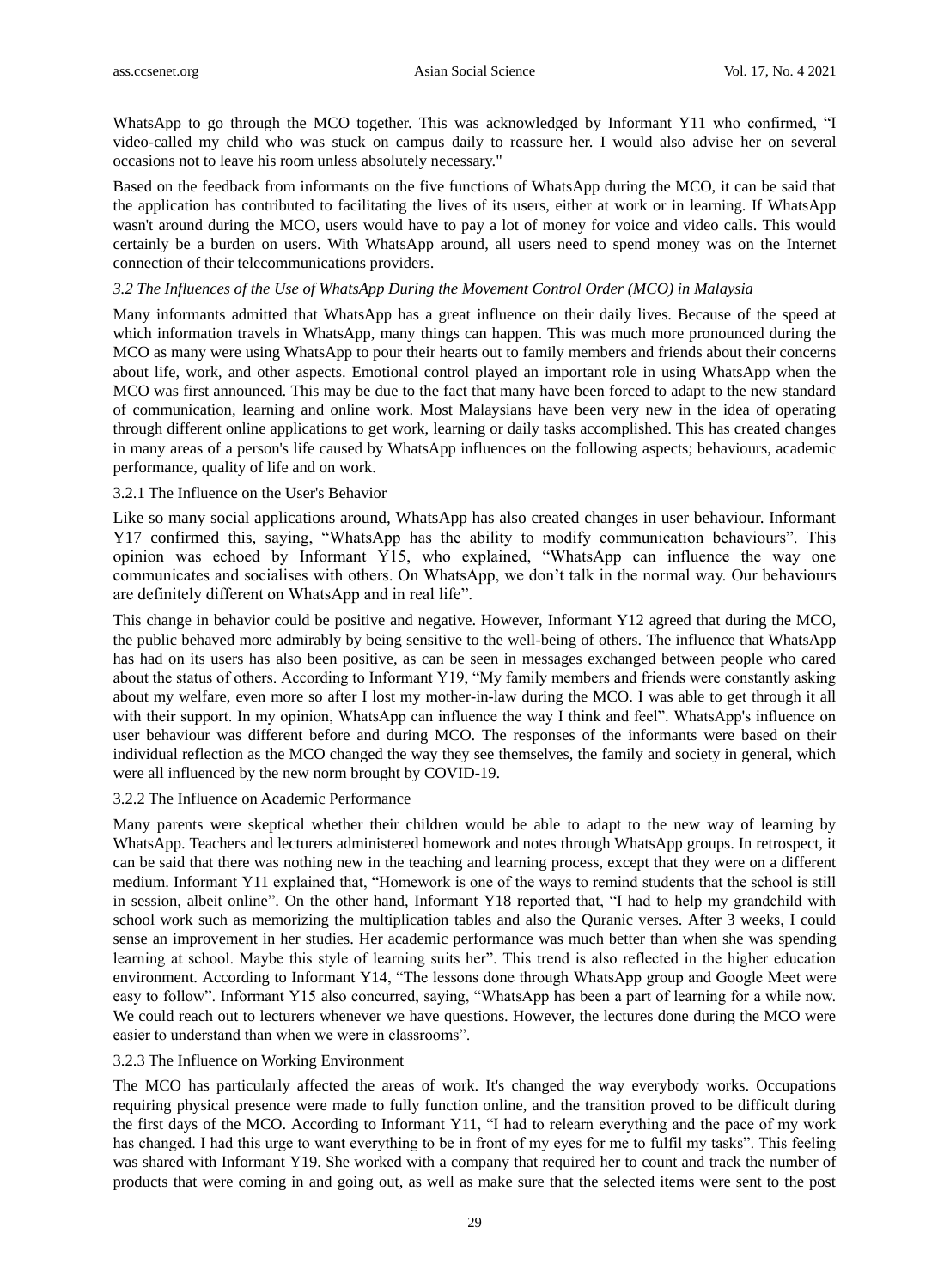WhatsApp to go through the MCO together. This was acknowledged by Informant Y11 who confirmed, "I video-called my child who was stuck on campus daily to reassure her. I would also advise her on several occasions not to leave his room unless absolutely necessary."

Based on the feedback from informants on the five functions of WhatsApp during the MCO, it can be said that the application has contributed to facilitating the lives of its users, either at work or in learning. If WhatsApp wasn't around during the MCO, users would have to pay a lot of money for voice and video calls. This would certainly be a burden on users. With WhatsApp around, all users need to spend money was on the Internet connection of their telecommunications providers.

### *3.2 The Influences of the Use of WhatsApp During the Movement Control Order (MCO) in Malaysia*

Many informants admitted that WhatsApp has a great influence on their daily lives. Because of the speed at which information travels in WhatsApp, many things can happen. This was much more pronounced during the MCO as many were using WhatsApp to pour their hearts out to family members and friends about their concerns about life, work, and other aspects. Emotional control played an important role in using WhatsApp when the MCO was first announced. This may be due to the fact that many have been forced to adapt to the new standard of communication, learning and online work. Most Malaysians have been very new in the idea of operating through different online applications to get work, learning or daily tasks accomplished. This has created changes in many areas of a person's life caused by WhatsApp influences on the following aspects; behaviours, academic performance, quality of life and on work.

#### 3.2.1 The Influence on the User's Behavior

Like so many social applications around, WhatsApp has also created changes in user behaviour. Informant Y17 confirmed this, saying, "WhatsApp has the ability to modify communication behaviours". This opinion was echoed by Informant Y15, who explained, "WhatsApp can influence the way one communicates and socialises with others. On WhatsApp, we don't talk in the normal way. Our behaviours are definitely different on WhatsApp and in real life".

This change in behavior could be positive and negative. However, Informant Y12 agreed that during the MCO, the public behaved more admirably by being sensitive to the well-being of others. The influence that WhatsApp has had on its users has also been positive, as can be seen in messages exchanged between people who cared about the status of others. According to Informant Y19, "My family members and friends were constantly asking about my welfare, even more so after I lost my mother-in-law during the MCO. I was able to get through it all with their support. In my opinion, WhatsApp can influence the way I think and feel". WhatsApp's influence on user behaviour was different before and during MCO. The responses of the informants were based on their individual reflection as the MCO changed the way they see themselves, the family and society in general, which were all influenced by the new norm brought by COVID-19.

#### 3.2.2 The Influence on Academic Performance

Many parents were skeptical whether their children would be able to adapt to the new way of learning by WhatsApp. Teachers and lecturers administered homework and notes through WhatsApp groups. In retrospect, it can be said that there was nothing new in the teaching and learning process, except that they were on a different medium. Informant Y11 explained that, "Homework is one of the ways to remind students that the school is still in session, albeit online". On the other hand, Informant Y18 reported that, "I had to help my grandchild with school work such as memorizing the multiplication tables and also the Quranic verses. After 3 weeks, I could sense an improvement in her studies. Her academic performance was much better than when she was spending learning at school. Maybe this style of learning suits her". This trend is also reflected in the higher education environment. According to Informant Y14, "The lessons done through WhatsApp group and Google Meet were easy to follow". Informant Y15 also concurred, saying, "WhatsApp has been a part of learning for a while now. We could reach out to lecturers whenever we have questions. However, the lectures done during the MCO were easier to understand than when we were in classrooms".

#### 3.2.3 The Influence on Working Environment

The MCO has particularly affected the areas of work. It's changed the way everybody works. Occupations requiring physical presence were made to fully function online, and the transition proved to be difficult during the first days of the MCO. According to Informant Y11, "I had to relearn everything and the pace of my work has changed. I had this urge to want everything to be in front of my eyes for me to fulfil my tasks". This feeling was shared with Informant Y19. She worked with a company that required her to count and track the number of products that were coming in and going out, as well as make sure that the selected items were sent to the post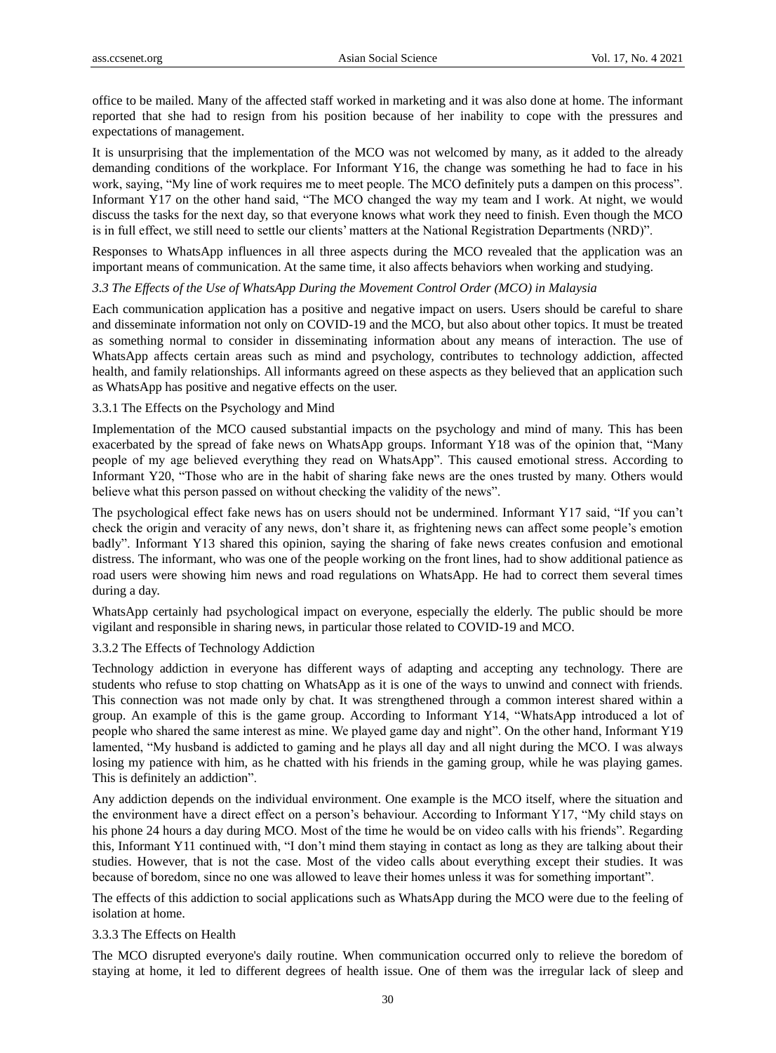office to be mailed. Many of the affected staff worked in marketing and it was also done at home. The informant reported that she had to resign from his position because of her inability to cope with the pressures and expectations of management.

It is unsurprising that the implementation of the MCO was not welcomed by many, as it added to the already demanding conditions of the workplace. For Informant Y16, the change was something he had to face in his work, saying, "My line of work requires me to meet people. The MCO definitely puts a dampen on this process". Informant Y17 on the other hand said, "The MCO changed the way my team and I work. At night, we would discuss the tasks for the next day, so that everyone knows what work they need to finish. Even though the MCO is in full effect, we still need to settle our clients' matters at the National Registration Departments (NRD)".

Responses to WhatsApp influences in all three aspects during the MCO revealed that the application was an important means of communication. At the same time, it also affects behaviors when working and studying.

### *3.3 The Effects of the Use of WhatsApp During the Movement Control Order (MCO) in Malaysia*

Each communication application has a positive and negative impact on users. Users should be careful to share and disseminate information not only on COVID-19 and the MCO, but also about other topics. It must be treated as something normal to consider in disseminating information about any means of interaction. The use of WhatsApp affects certain areas such as mind and psychology, contributes to technology addiction, affected health, and family relationships. All informants agreed on these aspects as they believed that an application such as WhatsApp has positive and negative effects on the user.

#### 3.3.1 The Effects on the Psychology and Mind

Implementation of the MCO caused substantial impacts on the psychology and mind of many. This has been exacerbated by the spread of fake news on WhatsApp groups. Informant Y18 was of the opinion that, "Many people of my age believed everything they read on WhatsApp". This caused emotional stress. According to Informant Y20, "Those who are in the habit of sharing fake news are the ones trusted by many. Others would believe what this person passed on without checking the validity of the news".

The psychological effect fake news has on users should not be undermined. Informant Y17 said, "If you can't check the origin and veracity of any news, don't share it, as frightening news can affect some people's emotion badly". Informant Y13 shared this opinion, saying the sharing of fake news creates confusion and emotional distress. The informant, who was one of the people working on the front lines, had to show additional patience as road users were showing him news and road regulations on WhatsApp. He had to correct them several times during a day.

WhatsApp certainly had psychological impact on everyone, especially the elderly. The public should be more vigilant and responsible in sharing news, in particular those related to COVID-19 and MCO.

#### 3.3.2 The Effects of Technology Addiction

Technology addiction in everyone has different ways of adapting and accepting any technology. There are students who refuse to stop chatting on WhatsApp as it is one of the ways to unwind and connect with friends. This connection was not made only by chat. It was strengthened through a common interest shared within a group. An example of this is the game group. According to Informant Y14, "WhatsApp introduced a lot of people who shared the same interest as mine. We played game day and night". On the other hand, Informant Y19 lamented, "My husband is addicted to gaming and he plays all day and all night during the MCO. I was always losing my patience with him, as he chatted with his friends in the gaming group, while he was playing games. This is definitely an addiction".

Any addiction depends on the individual environment. One example is the MCO itself, where the situation and the environment have a direct effect on a person's behaviour. According to Informant Y17, "My child stays on his phone 24 hours a day during MCO. Most of the time he would be on video calls with his friends". Regarding this, Informant Y11 continued with, "I don't mind them staying in contact as long as they are talking about their studies. However, that is not the case. Most of the video calls about everything except their studies. It was because of boredom, since no one was allowed to leave their homes unless it was for something important".

The effects of this addiction to social applications such as WhatsApp during the MCO were due to the feeling of isolation at home.

#### 3.3.3 The Effects on Health

The MCO disrupted everyone's daily routine. When communication occurred only to relieve the boredom of staying at home, it led to different degrees of health issue. One of them was the irregular lack of sleep and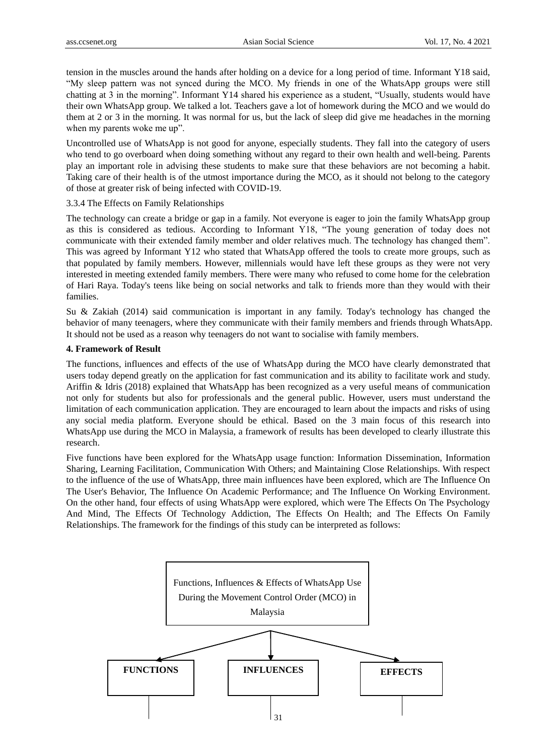tension in the muscles around the hands after holding on a device for a long period of time. Informant Y18 said, “My sleep pattern was not synced during the MCO. My friends in one of the WhatsApp groups were still chatting at 3 in the morning”. Informant Y14 shared his experience as a student, “Usually, students would have their own WhatsApp group. We talked a lot. Teachers gave a lot of homework during the MCO and we would do them at 2 or 3 in the morning. It was normal for us, but the lack of sleep did give me headaches in the morning when my parents woke me up”.

Uncontrolled use of WhatsApp is not good for anyone, especially students. They fall into the category of users who tend to go overboard when doing something without any regard to their own health and well-being. Parents play an important role in advising these students to make sure that these behaviors are not becoming a habit. Taking care of their health is of the utmost importance during the MCO, as it should not belong to the category of those at greater risk of being infected with COVID-19.

#### 3.3.4 The Effects on Family Relationships

The technology can create a bridge or gap in a family. Not everyone is eager to join the family WhatsApp group as this is considered as tedious. According to Informant Y18, “The young generation of today does not communicate with their extended family member and older relatives much. The technology has changed them”. This was agreed by Informant Y12 who stated that WhatsApp offered the tools to create more groups, such as that populated by family members. However, millennials would have left these groups as they were not very interested in meeting extended family members. There were many who refused to come home for the celebration of Hari Raya. Today's teens like being on social networks and talk to friends more than they would with their families.

Su & Zakiah (2014) said communication is important in any family. Today's technology has changed the behavior of many teenagers, where they communicate with their family members and friends through WhatsApp. It should not be used as a reason why teenagers do not want to socialise with family members.

## 4. Framework of Result

The functions, influences and effects of the use of WhatsApp during the MCO have clearly demonstrated that users today depend greatly on the application for fast communication and its ability to facilitate work and study. Ariffin & Idris (2018) explained that WhatsApp has been recognized as a very useful means of communication not only for students but also for professionals and the general public. However, users must understand the limitation of each communication application. They are encouraged to learn about the impacts and risks of using any social media platform. Everyone should be ethical. Based on the 3 main focus of this research into WhatsApp use during the MCO in Malaysia, a framework of results has been developed to clearly illustrate this research.

Five functions have been explored for the WhatsApp usage function: Information Dissemination, Information Sharing, Learning Facilitation, Communication With Others; and Maintaining Close Relationships. With respect to the influence of the use of WhatsApp, three main influences have been explored, which are The Influence On The User's Behavior, The Influence On Academic Performance; and The Influence On Working Environment. On the other hand, four effects of using WhatsApp were explored, which were The Effects On The Psychology And Mind, The Effects Of Technology Addiction, The Effects On Health; and The Effects On Family Relationships. The framework for the findings of this study can be interpreted as follows:

Functions, Influences & Effects of WhatsApp Use During the Movement Control Order (MCO) in Malaysia

FUNCTIONS | INFLUENCES | EFFECTS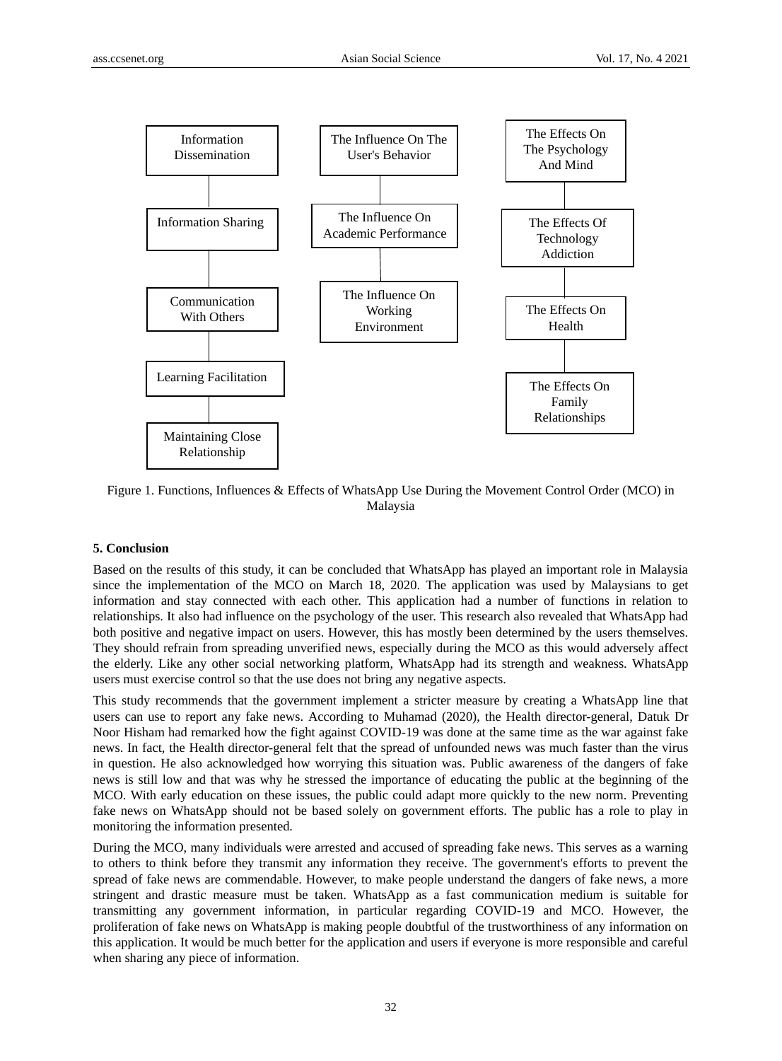Information Dissemination

Information Sharing

Communication With Others

Learning Facilitation

Maintaining Close Relationship

The Influence On The User's Behavior

The Influence On Academic Performance

The Influence On Working Environment

The Effects On The Psychology And Mind

The Effects Of Technology Addiction

The Effects On Health

The Effects On Family Relationships

Figure 1. Functions, Influences & Effects of WhatsApp Use During the Movement Control Order (MCO) in Malaysia

## 5. Conclusion

Based on the results of this study, it can be concluded that WhatsApp has played an important role in Malaysia since the implementation of the MCO on March 18, 2020. The application was used by Malaysians to get information and stay connected with each other. This application had a number of functions in relation to relationships. It also had influence on the psychology of the user. This research also revealed that WhatsApp had both positive and negative impact on users. However, this has mostly been determined by the users themselves. They should refrain from spreading unverified news, especially during the MCO as this would adversely affect the elderly. Like any other social networking platform, WhatsApp had its strength and weakness. WhatsApp users must exercise control so that the use does not bring any negative aspects.

This study recommends that the government implement a stricter measure by creating a WhatsApp line that users can use to report any fake news. According to Muhamad (2020), the Health director-general, Datuk Dr Noor Hisham had remarked how the fight against COVID-19 was done at the same time as the war against fake news. In fact, the Health director-general felt that the spread of unfounded news was much faster than the virus in question. He also acknowledged how worrying this situation was. Public awareness of the dangers of fake news is still low and that was why he stressed the importance of educating the public at the beginning of the MCO. With early education on these issues, the public could adapt more quickly to the new norm. Preventing fake news on WhatsApp should not be based solely on government efforts. The public has a role to play in monitoring the information presented.

During the MCO, many individuals were arrested and accused of spreading fake news. This serves as a warning to others to think before they transmit any information they receive. The government's efforts to prevent the spread of fake news are commendable. However, to make people understand the dangers of fake news, a more stringent and drastic measure must be taken. WhatsApp as a fast communication medium is suitable for transmitting any government information, in particular regarding COVID-19 and MCO. However, the proliferation of fake news on WhatsApp is making people doubtful of the trustworthiness of any information on this application. It would be much better for the application and users if everyone is more responsible and careful when sharing any piece of information.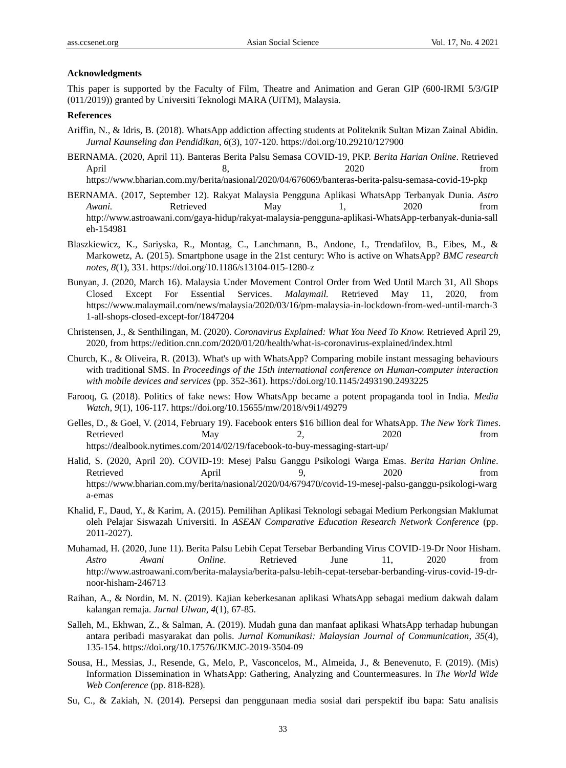**Acknowledgments**

This paper is supported by the Faculty of Film, Theatre and Animation and Geran GIP (600-IRMI 5/3/GIP (011/2019)) granted by Universiti Teknologi MARA (UiTM), Malaysia.

**References**

Ariffin, N., & Idris, B. (2018). WhatsApp addiction affecting students at Politeknik Sultan Mizan Zainal Abidin. *Jurnal Kaunseling dan Pendidikan*, *6*(3), 107-120. https://doi.org/10.29210/127900

BERNAMA. (2020, April 11). Banteras Berita Palsu Semasa COVID-19, PKP. *Berita Harian Online*. Retrieved April 8, 2020 from https://www.bharian.com.my/berita/nasional/2020/04/676069/banteras-berita-palsu-semasa-covid-19-pkp

BERNAMA. (2017, September 12). Rakyat Malaysia Pengguna Aplikasi WhatsApp Terbanyak Dunia. *Astro Awani.* Retrieved May 1, 2020 from http://www.astroawani.com/gaya-hidup/rakyat-malaysia-pengguna-aplikasi-WhatsApp-terbanyak-dunia-salleh-154981

Blaszkiewicz, K., Sariyska, R., Montag, C., Lanchmann, B., Andone, I., Trendafilov, B., Eibes, M., & Markowetz, A. (2015). Smartphone usage in the 21st century: Who is active on WhatsApp? *BMC research notes*, *8*(1), 331. https://doi.org/10.1186/s13104-015-1280-z

Bunyan, J. (2020, March 16). Malaysia Under Movement Control Order from Wed Until March 31, All Shops Closed Except For Essential Services. *Malaymail.* Retrieved May 11, 2020, from https://www.malaymail.com/news/malaysia/2020/03/16/pm-malaysia-in-lockdown-from-wed-until-march-31-all-shops-closed-except-for/1847204

Christensen, J., & Senthilingan, M. (2020). *Coronavirus Explained: What You Need To Know.* Retrieved April 29, 2020, from https://edition.cnn.com/2020/01/20/health/what-is-coronavirus-explained/index.html

Church, K., & Oliveira, R. (2013). What's up with WhatsApp? Comparing mobile instant messaging behaviours with traditional SMS. In *Proceedings of the 15th international conference on Human-computer interaction with mobile devices and services* (pp. 352-361). https://doi.org/10.1145/2493190.2493225

Farooq, G. (2018). Politics of fake news: How WhatsApp became a potent propaganda tool in India. *Media Watch*, *9*(1), 106-117. https://doi.org/10.15655/mw/2018/v9i1/49279

Gelles, D., & Goel, V. (2014, February 19). Facebook enters $16 billion deal for WhatsApp. *The New York Times*. Retrieved May 2, 2020 from https://dealbook.nytimes.com/2014/02/19/facebook-to-buy-messaging-start-up/

Halid, S. (2020, April 20). COVID-19: Mesej Palsu Ganggu Psikologi Warga Emas. *Berita Harian Online*. Retrieved April 9, 2020 from https://www.bharian.com.my/berita/nasional/2020/04/679470/covid-19-mesej-palsu-ganggu-psikologi-warga-emas

Khalid, F., Daud, Y., & Karim, A. (2015). Pemilihan Aplikasi Teknologi sebagai Medium Perkongsian Maklumat oleh Pelajar Siswazah Universiti. In *ASEAN Comparative Education Research Network Conference* (pp. 2011-2027).

Muhamad, H. (2020, June 11). Berita Palsu Lebih Cepat Tersebar Berbanding Virus COVID-19-Dr Noor Hisham. *Astro Awani Online*. Retrieved June 11, 2020 from http://www.astroawani.com/berita-malaysia/berita-palsu-lebih-cepat-tersebar-berbanding-virus-covid-19-dr-noor-hisham-246713

Raihan, A., & Nordin, M. N. (2019). Kajian keberkesanan aplikasi WhatsApp sebagai medium dakwah dalam kalangan remaja. *Jurnal Ulwan*, *4*(1), 67-85.

Salleh, M., Ekhwan, Z., & Salman, A. (2019). Mudah guna dan manfaat aplikasi WhatsApp terhadap hubungan antara peribadi masyarakat dan polis. *Jurnal Komunikasi: Malaysian Journal of Communication*, *35*(4), 135-154. https://doi.org/10.17576/JKMJC-2019-3504-09

Sousa, H., Messias, J., Resende, G., Melo, P., Vasconcelos, M., Almeida, J., & Benevenuto, F. (2019). (Mis) Information Dissemination in WhatsApp: Gathering, Analyzing and Countermeasures. In *The World Wide Web Conference* (pp. 818-828).

Su, C., & Zakiah, N. (2014). Persepsi dan penggunaan media sosial dari perspektif ibu bapa: Satu analisis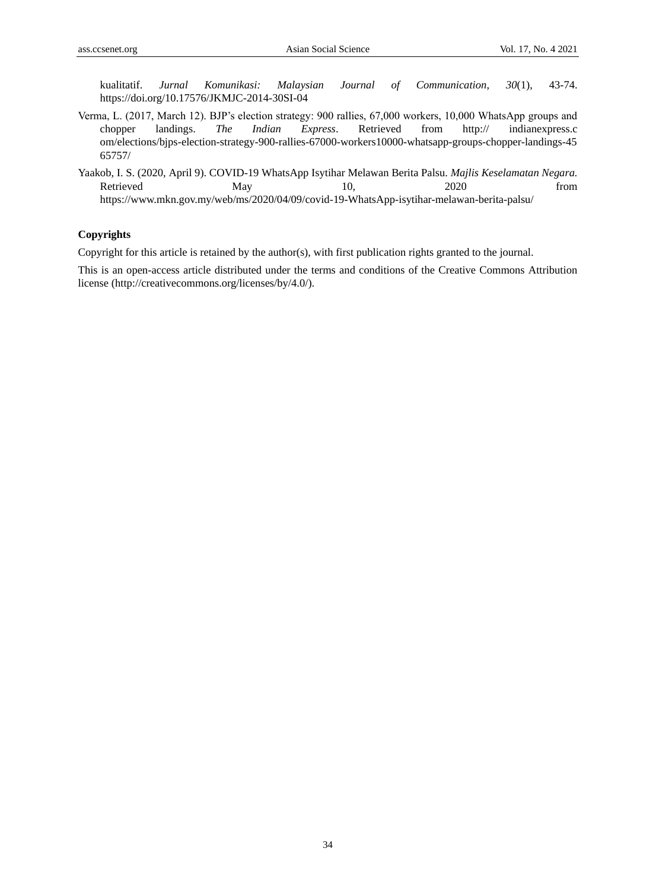kualitatif. *Jurnal Komunikasi: Malaysian Journal of Communication*, *30*(1), 43-74. https://doi.org/10.17576/JKMJC-2014-30SI-04

Verma, L. (2017, March 12). BJP's election strategy: 900 rallies, 67,000 workers, 10,000 WhatsApp groups and chopper landings. *The Indian Express*. Retrieved from http:// indianexpress.com/elections/bjps-election-strategy-900-rallies-67000-workers10000-whatsapp-groups-chopper-landings-4565757/

Yaakob, I. S. (2020, April 9). COVID-19 WhatsApp Isytihar Melawan Berita Palsu. *Majlis Keselamatan Negara.* Retrieved May 10, 2020 from https://www.mkn.gov.my/web/ms/2020/04/09/covid-19-WhatsApp-isytihar-melawan-berita-palsu/

**Copyrights**

Copyright for this article is retained by the author(s), with first publication rights granted to the journal.

This is an open-access article distributed under the terms and conditions of the Creative Commons Attribution license (http://creativecommons.org/licenses/by/4.0/).